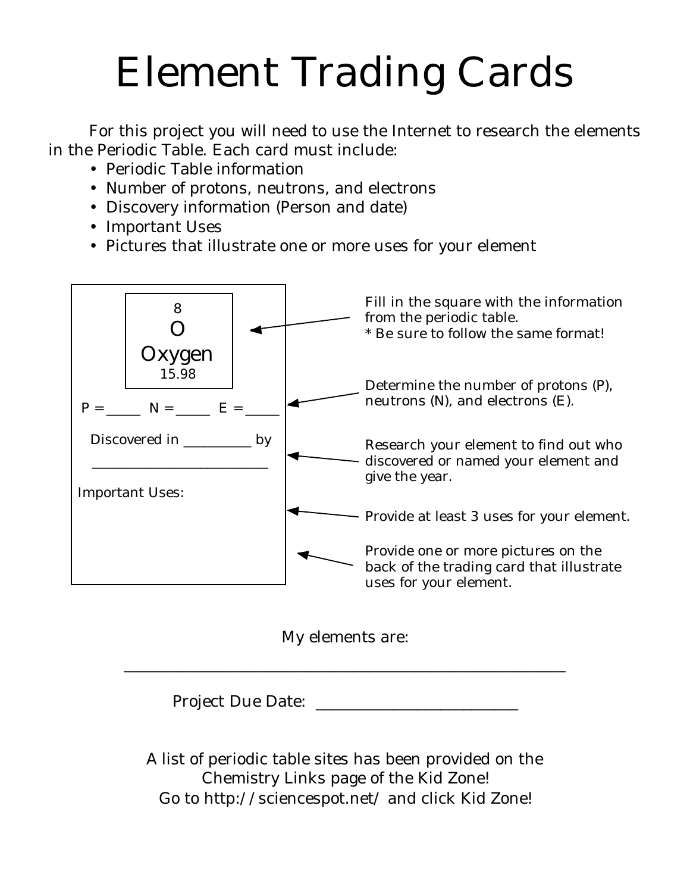# Element Trading Cards

For this project you will need to use the Internet to research the elements in the Periodic Table. Each card must include:

- Periodic Table information
- Number of protons, neutrons, and electrons
- Discovery information (Person and date)
- Important Uses
- Pictures that illustrate one or more uses for your element

8
O
Oxygen
15.98

P = _____ N = _____ E = _____

Discovered in __________ by
__________________________

Important Uses:

Fill in the square with the information from the periodic table.
* Be sure to follow the same format!

Determine the number of protons (P), neutrons (N), and electrons (E).

Research your element to find out who discovered or named your element and give the year.

Provide at least 3 uses for your element.

Provide one or more pictures on the back of the trading card that illustrate uses for your element.

My elements are:

______________________________________________________

Project Due Date: ___________________________

A list of periodic table sites has been provided on the Chemistry Links page of the Kid Zone!
Go to http://sciencespot.net/ and click Kid Zone!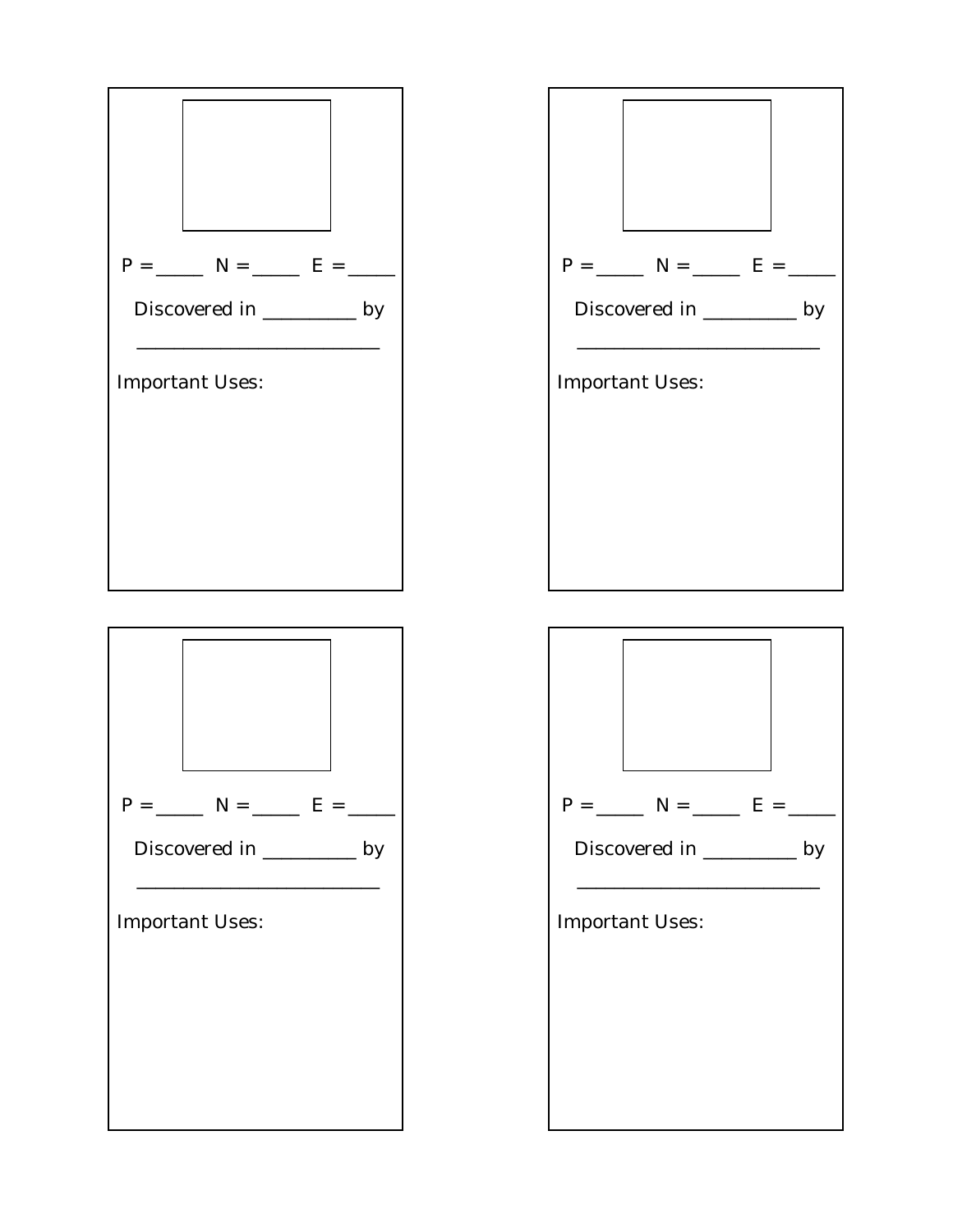P =_____ N =_____ E =_____

Discovered in _________ by

________________________

Important Uses:

P =_____ N =_____ E =_____

Discovered in _________ by

________________________

Important Uses:

P =_____ N =_____ E =_____

Discovered in _________ by

________________________

Important Uses:

P =_____ N =_____ E =_____

Discovered in _________ by

________________________

Important Uses: